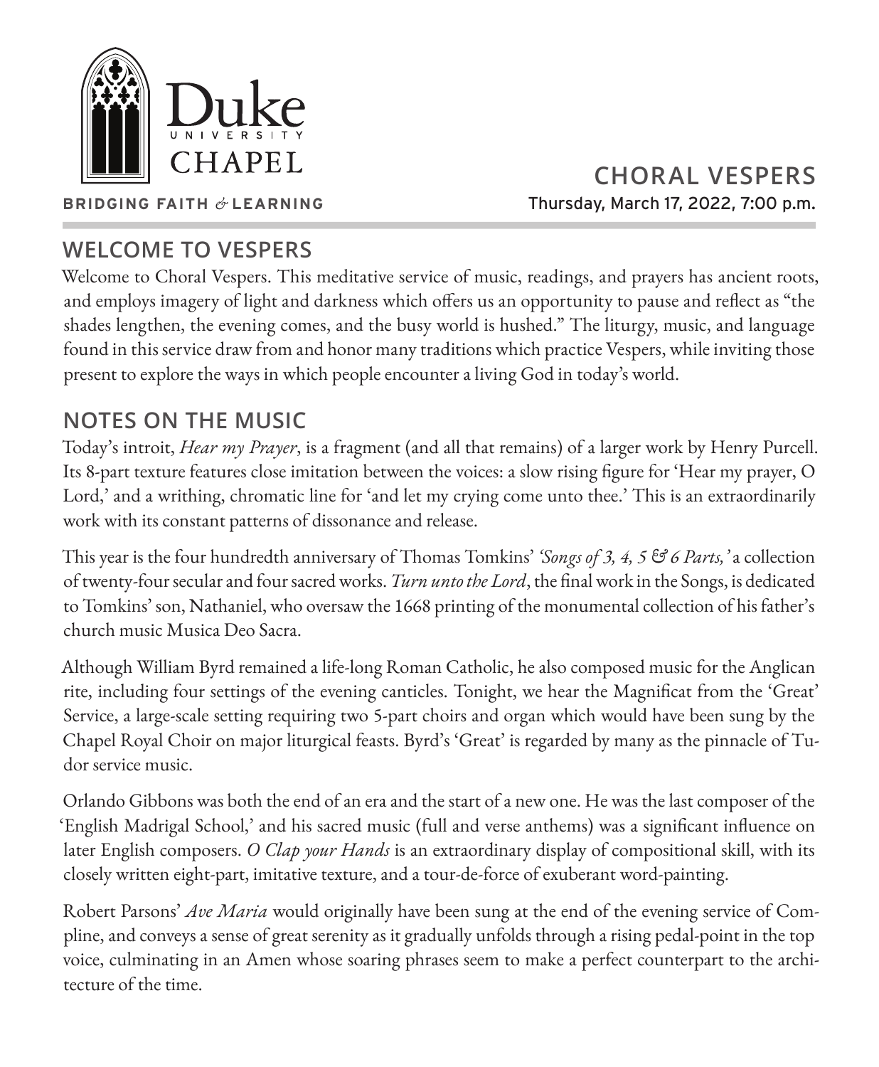Duke University Chapel

BRIDGING FAITH & LEARNING

# CHORAL VESPERS

Thursday, March 17, 2022, 7:00 p.m.

## WELCOME TO VESPERS

Welcome to Choral Vespers. This meditative service of music, readings, and prayers has ancient roots, and employs imagery of light and darkness which offers us an opportunity to pause and reflect as "the shades lengthen, the evening comes, and the busy world is hushed." The liturgy, music, and language found in this service draw from and honor many traditions which practice Vespers, while inviting those present to explore the ways in which people encounter a living God in today's world.

## NOTES ON THE MUSIC

Today's introit, *Hear my Prayer*, is a fragment (and all that remains) of a larger work by Henry Purcell. Its 8-part texture features close imitation between the voices: a slow rising figure for 'Hear my prayer, O Lord,' and a writhing, chromatic line for 'and let my crying come unto thee.' This is an extraordinarily work with its constant patterns of dissonance and release.

This year is the four hundredth anniversary of Thomas Tomkins' *'Songs of 3, 4, 5 & 6 Parts,'* a collection of twenty-four secular and four sacred works. *Turn unto the Lord*, the final work in the Songs, is dedicated to Tomkins' son, Nathaniel, who oversaw the 1668 printing of the monumental collection of his father's church music Musica Deo Sacra.

Although William Byrd remained a life-long Roman Catholic, he also composed music for the Anglican rite, including four settings of the evening canticles. Tonight, we hear the Magnificat from the 'Great' Service, a large-scale setting requiring two 5-part choirs and organ which would have been sung by the Chapel Royal Choir on major liturgical feasts. Byrd's 'Great' is regarded by many as the pinnacle of Tudor service music.

Orlando Gibbons was both the end of an era and the start of a new one. He was the last composer of the 'English Madrigal School,' and his sacred music (full and verse anthems) was a significant influence on later English composers. *O Clap your Hands* is an extraordinary display of compositional skill, with its closely written eight-part, imitative texture, and a tour-de-force of exuberant word-painting.

Robert Parsons' *Ave Maria* would originally have been sung at the end of the evening service of Compline, and conveys a sense of great serenity as it gradually unfolds through a rising pedal-point in the top voice, culminating in an Amen whose soaring phrases seem to make a perfect counterpart to the architecture of the time.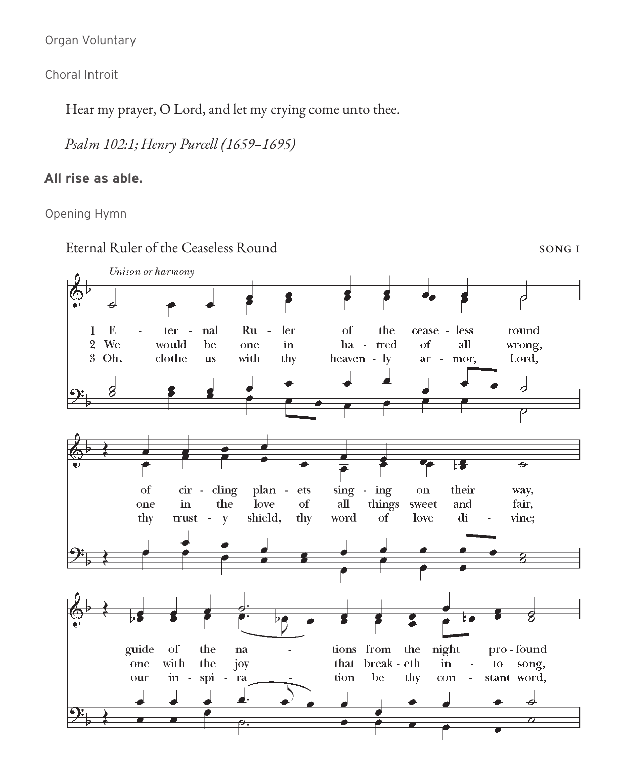Organ Voluntary

Choral Introit

Hear my prayer, O Lord, and let my crying come unto thee.

*Psalm 102:1; Henry Purcell (1659–1695)*

**All rise as able.**

Opening Hymn

Eternal Ruler of the Ceaseless Round — SONG 1

*Unison or harmony*

1 Eternal Ruler of the ceaseless round of circling planets singing on their way, guide of the nations from the night profound

2 We would be one in hatred of all wrong, one in the love of all things sweet and fair, one with the joy that breaketh into song,

3 Oh, clothe us with thy heavenly armor, Lord, thy trusty shield, thy word of love divine; our inspiration be thy constant word,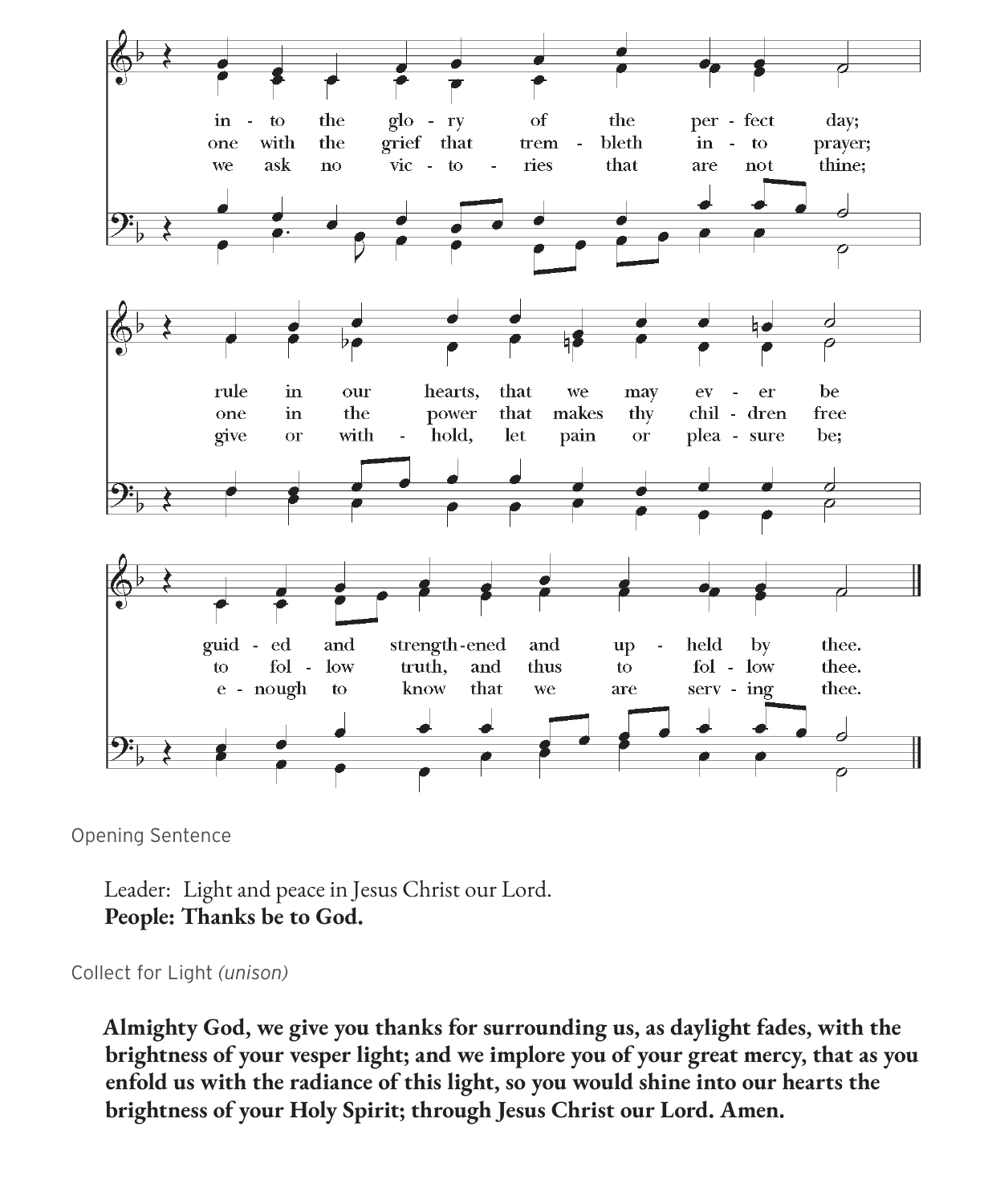into the glory of the perfect day;
one with the grief that trembleth into prayer;
we ask no victories that are not thine;

rule in our hearts, that we may ever be
one in the power that makes thy children free
give or withhold, let pain or pleasure be;

guided and strengthened and upheld by thee.
to follow truth, and thus to follow thee.
enough to know that we are serving thee.

Opening Sentence

Leader: Light and peace in Jesus Christ our Lord.
**People: Thanks be to God.**

Collect for Light *(unison)*

**Almighty God, we give you thanks for surrounding us, as daylight fades, with the brightness of your vesper light; and we implore you of your great mercy, that as you enfold us with the radiance of this light, so you would shine into our hearts the brightness of your Holy Spirit; through Jesus Christ our Lord. Amen.**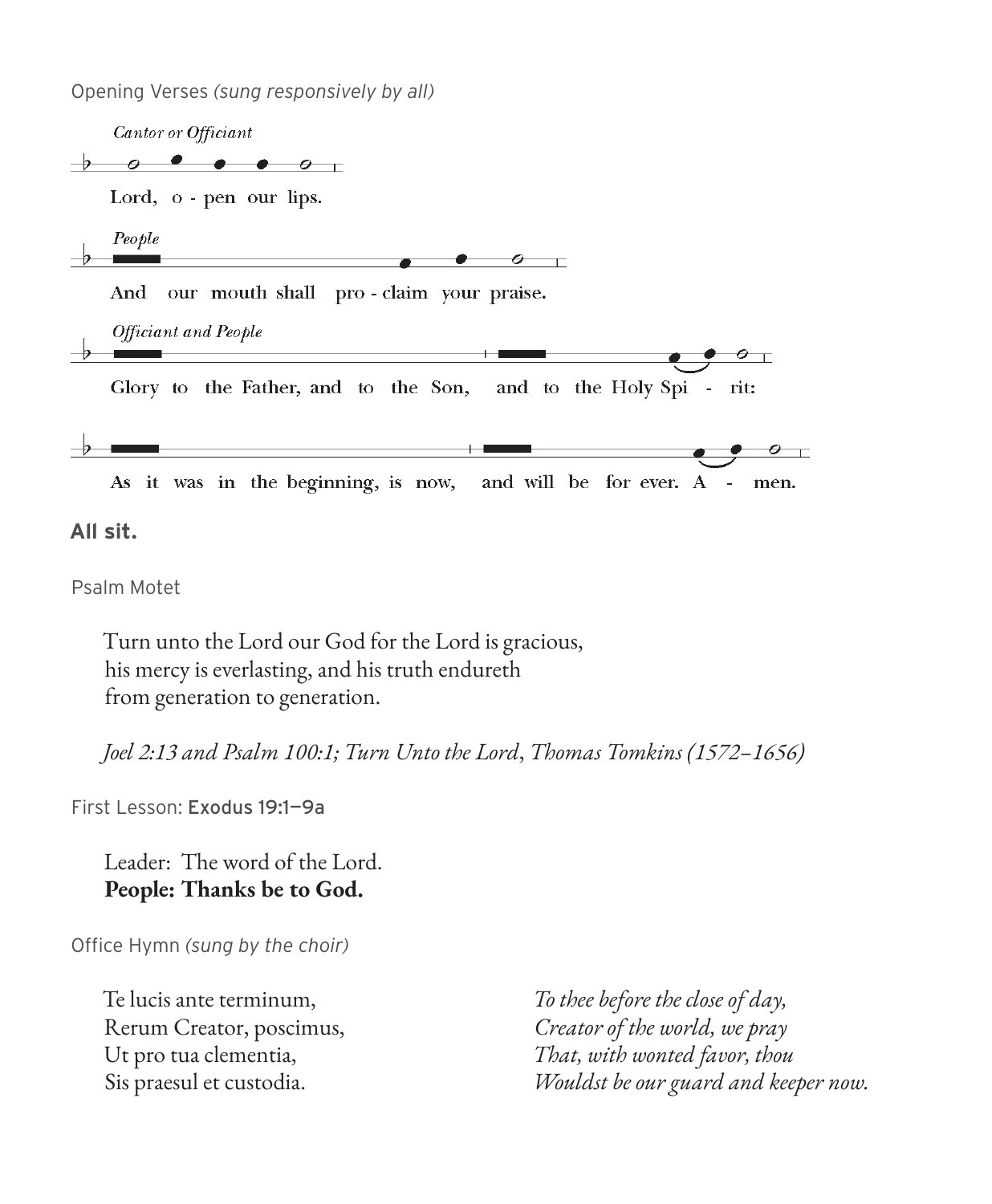Opening Verses *(sung responsively by all)*

*Cantor or Officiant*

Lord, o - pen our lips.

*People*

And our mouth shall pro - claim your praise.

*Officiant and People*

Glory to the Father, and to the Son, and to the Holy Spi - rit:

As it was in the beginning, is now, and will be for ever. A - men.

**All sit.**

Psalm Motet

Turn unto the Lord our God for the Lord is gracious,
his mercy is everlasting, and his truth endureth
from generation to generation.

*Joel 2:13 and Psalm 100:1; Turn Unto the Lord*, *Thomas Tomkins (1572–1656)*

First Lesson: **Exodus 19:1—9a**

Leader: The word of the Lord.
**People: Thanks be to God.**

Office Hymn *(sung by the choir)*

Te lucis ante terminum,
Rerum Creator, poscimus,
Ut pro tua clementia,
Sis praesul et custodia.

*To thee before the close of day,*
*Creator of the world, we pray*
*That, with wonted favor, thou*
*Wouldst be our guard and keeper now.*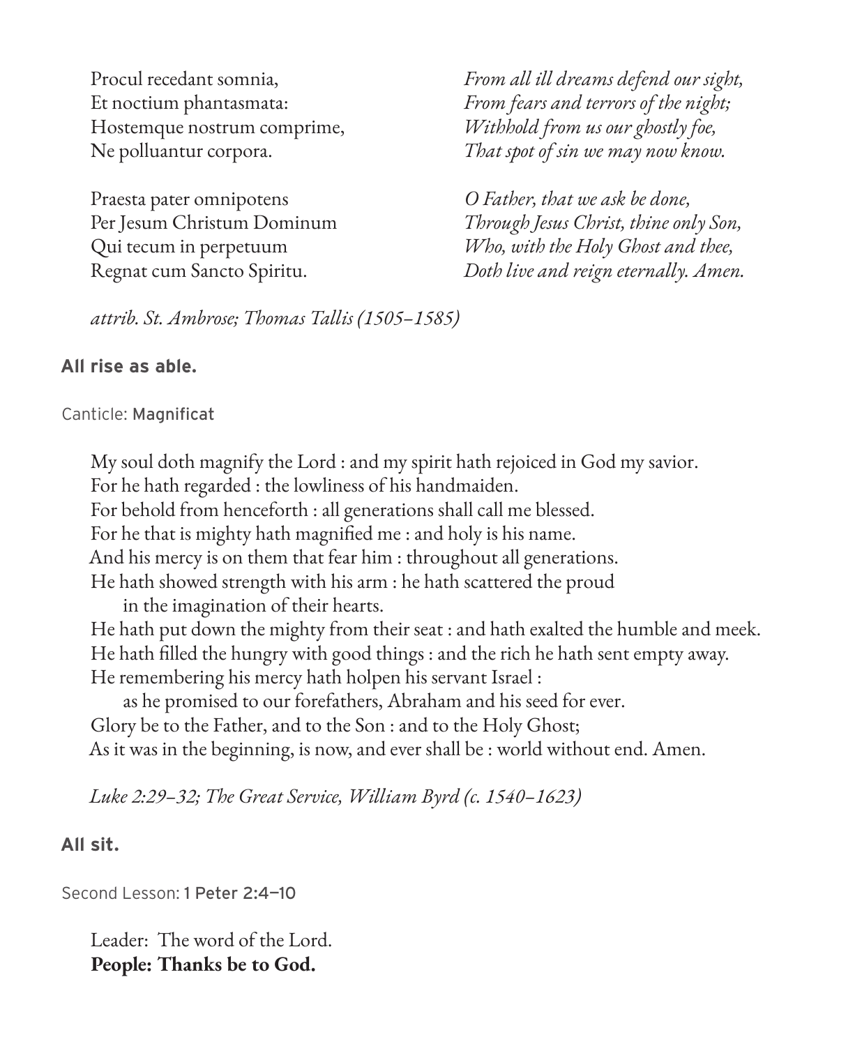Procul recedant somnia,
Et noctium phantasmata:
Hostemque nostrum comprime,
Ne polluantur corpora.

*From all ill dreams defend our sight,*
*From fears and terrors of the night;*
*Withhold from us our ghostly foe,*
*That spot of sin we may now know.*

Praesta pater omnipotens
Per Jesum Christum Dominum
Qui tecum in perpetuum
Regnat cum Sancto Spiritu.

*O Father, that we ask be done,*
*Through Jesus Christ, thine only Son,*
*Who, with the Holy Ghost and thee,*
*Doth live and reign eternally. Amen.*

*attrib. St. Ambrose; Thomas Tallis (1505–1585)*

**All rise as able.**

Canticle: Magnificat

My soul doth magnify the Lord : and my spirit hath rejoiced in God my savior.
For he hath regarded : the lowliness of his handmaiden.
For behold from henceforth : all generations shall call me blessed.
For he that is mighty hath magnified me : and holy is his name.
And his mercy is on them that fear him : throughout all generations.
He hath showed strength with his arm : he hath scattered the proud
in the imagination of their hearts.
He hath put down the mighty from their seat : and hath exalted the humble and meek.
He hath filled the hungry with good things : and the rich he hath sent empty away.
He remembering his mercy hath holpen his servant Israel :
as he promised to our forefathers, Abraham and his seed for ever.
Glory be to the Father, and to the Son : and to the Holy Ghost;
As it was in the beginning, is now, and ever shall be : world without end. Amen.

*Luke 2:29–32; The Great Service, William Byrd (c. 1540–1623)*

**All sit.**

Second Lesson: 1 Peter 2:4–10

Leader: The word of the Lord.
**People: Thanks be to God.**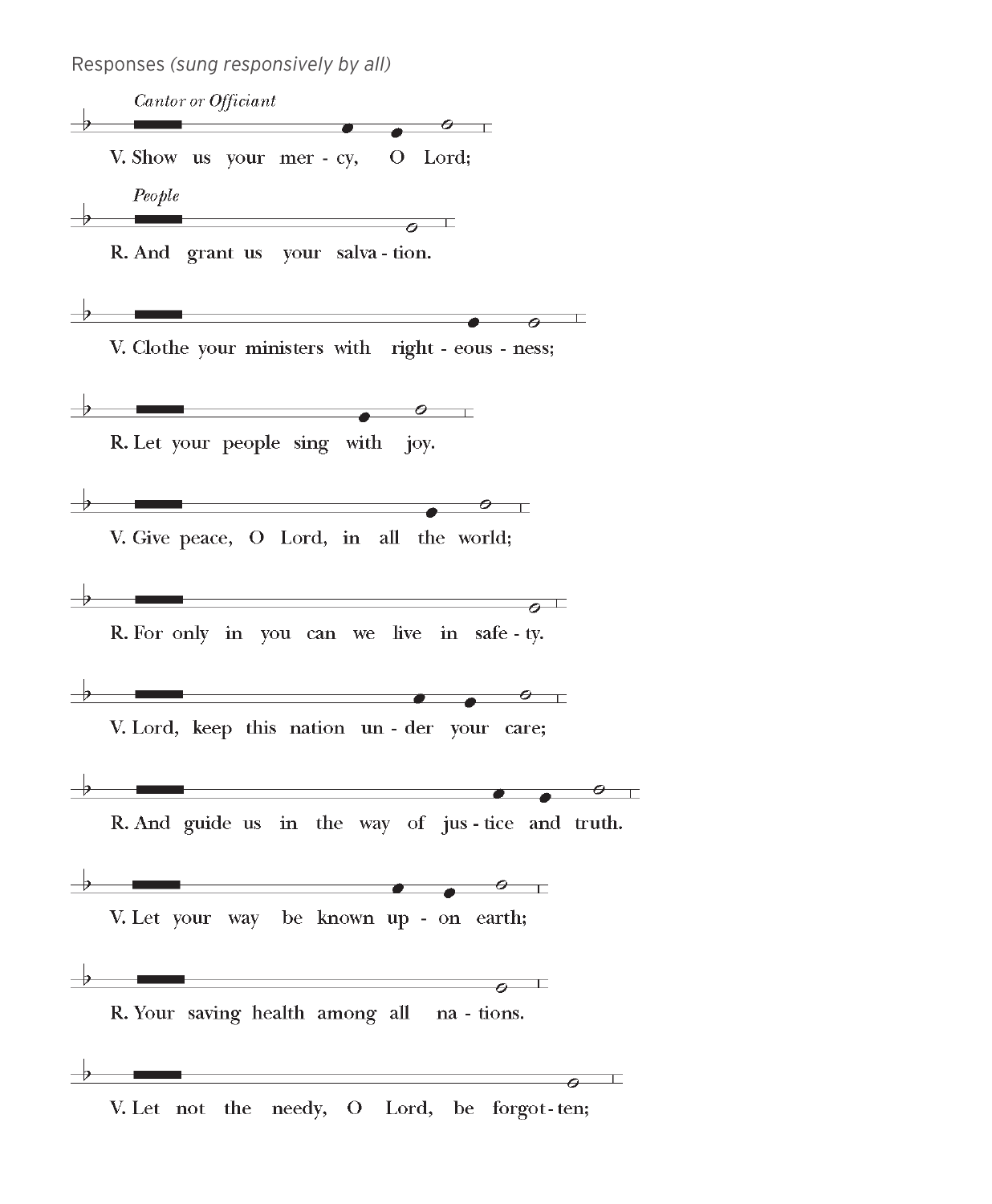Responses *(sung responsively by all)*

*Cantor or Officiant*

V. Show us your mer - cy, O Lord;

*People*

R. And grant us your salva - tion.

V. Clothe your ministers with right - eous - ness;

R. Let your people sing with joy.

V. Give peace, O Lord, in all the world;

R. For only in you can we live in safe - ty.

V. Lord, keep this nation un - der your care;

R. And guide us in the way of jus - tice and truth.

V. Let your way be known up - on earth;

R. Your saving health among all na - tions.

V. Let not the needy, O Lord, be forgot - ten;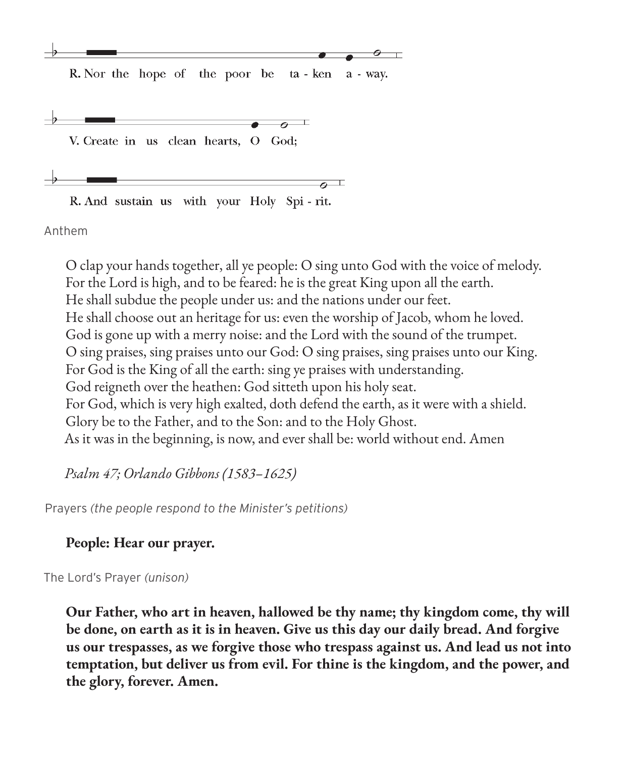R. Nor the hope of the poor be ta - ken a - way.

V. Create in us clean hearts, O God;

R. And sustain us with your Holy Spi - rit.

Anthem

O clap your hands together, all ye people: O sing unto God with the voice of melody.
For the Lord is high, and to be feared: he is the great King upon all the earth.
He shall subdue the people under us: and the nations under our feet.
He shall choose out an heritage for us: even the worship of Jacob, whom he loved.
God is gone up with a merry noise: and the Lord with the sound of the trumpet.
O sing praises, sing praises unto our God: O sing praises, sing praises unto our King.
For God is the King of all the earth: sing ye praises with understanding.
God reigneth over the heathen: God sitteth upon his holy seat.
For God, which is very high exalted, doth defend the earth, as it were with a shield.
Glory be to the Father, and to the Son: and to the Holy Ghost.
As it was in the beginning, is now, and ever shall be: world without end. Amen

*Psalm 47; Orlando Gibbons (1583–1625)*

Prayers *(the people respond to the Minister's petitions)*

**People: Hear our prayer.**

The Lord's Prayer *(unison)*

**Our Father, who art in heaven, hallowed be thy name; thy kingdom come, thy will be done, on earth as it is in heaven. Give us this day our daily bread. And forgive us our trespasses, as we forgive those who trespass against us. And lead us not into temptation, but deliver us from evil. For thine is the kingdom, and the power, and the glory, forever. Amen.**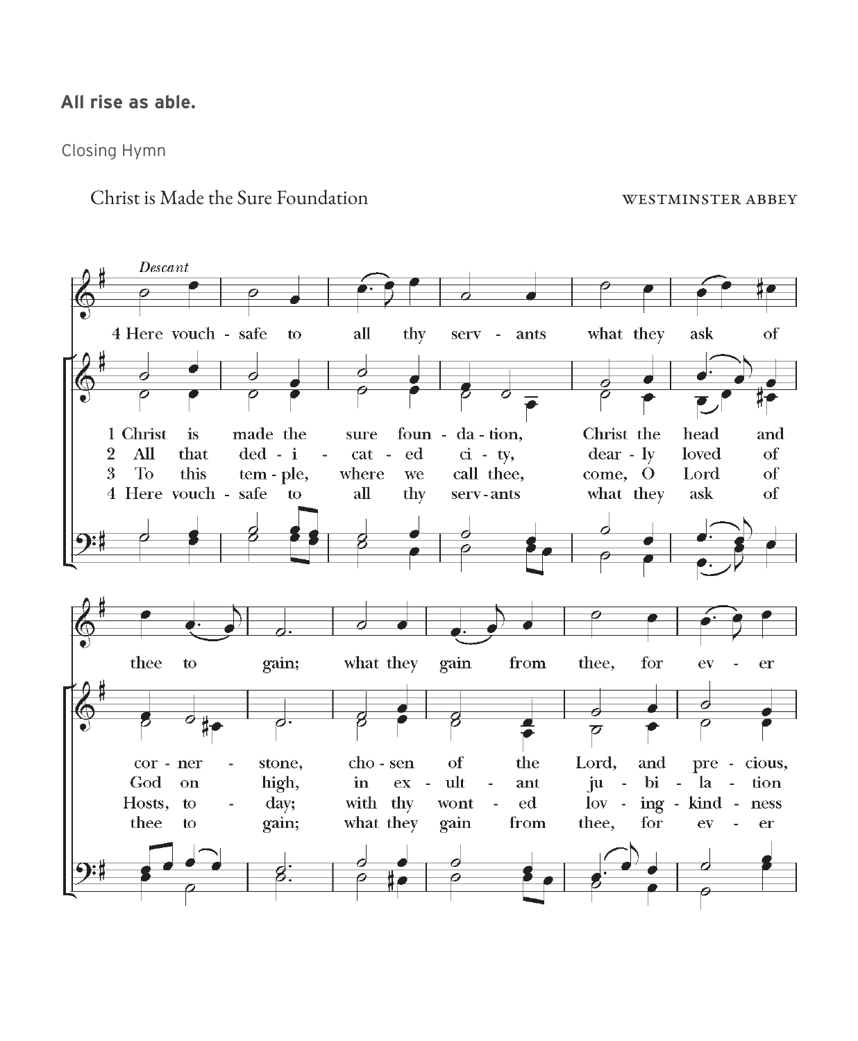**All rise as able.**

Closing Hymn

Christ is Made the Sure Foundation — WESTMINSTER ABBEY

*Descant*

4 Here vouchsafe to all thy servants what they ask of thee to gain; what they gain from thee, for ever

1 Christ is made the sure foundation, Christ the head and cornerstone, chosen of the Lord, and precious,

2 All that dedicated city, dearly loved of God on high, in exultant jubilation

3 To this temple, where we call thee, come, O Lord of Hosts, today; with thy wonted lovingkindness

4 Here vouchsafe to all thy servants what they ask of thee to gain; what they gain from thee, for ever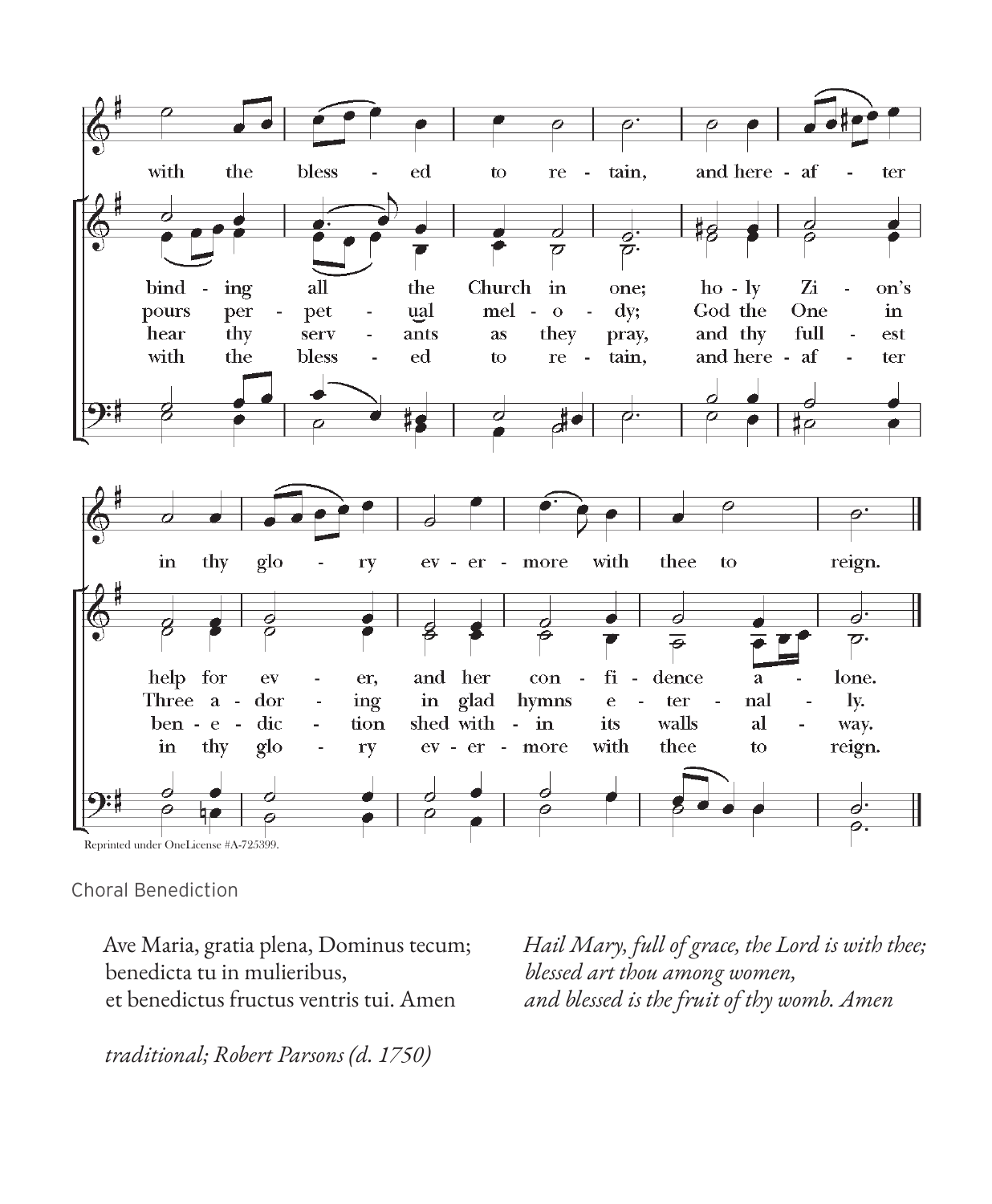with the blessed to retain, and hereafter
in thy glory evermore with thee to reign.

binding all the Church in one; holy Zion's help for ever, and her confidence alone.
pours perpetual melody; God the One in Three adoring in glad hymns eternally.
hear thy servants as they pray, and thy fullest benediction shed within its walls alway.
with the blessed to retain, and hereafter in thy glory evermore with thee to reign.

Reprinted under OneLicense #A-725399.

Choral Benediction

| | |
|---|---|
| Ave Maria, gratia plena, Dominus tecum;<br>benedicta tu in mulieribus,<br>et benedictus fructus ventris tui. Amen | *Hail Mary, full of grace, the Lord is with thee;*<br>*blessed art thou among women,*<br>*and blessed is the fruit of thy womb. Amen* |

*traditional; Robert Parsons (d. 1750)*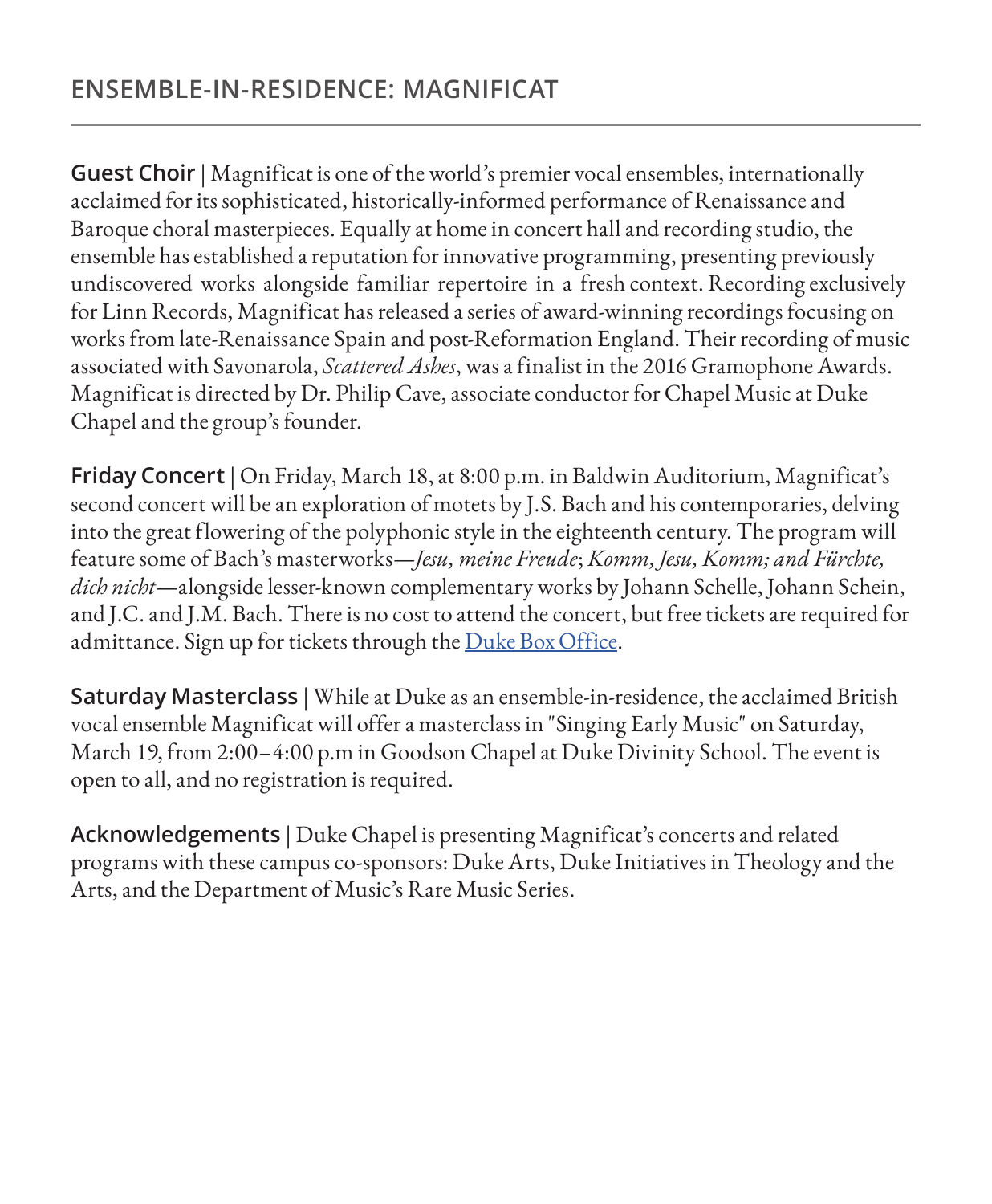## ENSEMBLE-IN-RESIDENCE: MAGNIFICAT

**Guest Choir** | Magnificat is one of the world's premier vocal ensembles, internationally acclaimed for its sophisticated, historically-informed performance of Renaissance and Baroque choral masterpieces. Equally at home in concert hall and recording studio, the ensemble has established a reputation for innovative programming, presenting previously undiscovered works alongside familiar repertoire in a fresh context. Recording exclusively for Linn Records, Magnificat has released a series of award-winning recordings focusing on works from late-Renaissance Spain and post-Reformation England. Their recording of music associated with Savonarola, *Scattered Ashes*, was a finalist in the 2016 Gramophone Awards. Magnificat is directed by Dr. Philip Cave, associate conductor for Chapel Music at Duke Chapel and the group's founder.

**Friday Concert** | On Friday, March 18, at 8:00 p.m. in Baldwin Auditorium, Magnificat's second concert will be an exploration of motets by J.S. Bach and his contemporaries, delving into the great flowering of the polyphonic style in the eighteenth century. The program will feature some of Bach's masterworks—*Jesu, meine Freude*; *Komm, Jesu, Komm; and Fürchte, dich nicht*—alongside lesser-known complementary works by Johann Schelle, Johann Schein, and J.C. and J.M. Bach. There is no cost to attend the concert, but free tickets are required for admittance. Sign up for tickets through the Duke Box Office.

**Saturday Masterclass** | While at Duke as an ensemble-in-residence, the acclaimed British vocal ensemble Magnificat will offer a masterclass in "Singing Early Music" on Saturday, March 19, from 2:00–4:00 p.m in Goodson Chapel at Duke Divinity School. The event is open to all, and no registration is required.

**Acknowledgements** | Duke Chapel is presenting Magnificat's concerts and related programs with these campus co-sponsors: Duke Arts, Duke Initiatives in Theology and the Arts, and the Department of Music's Rare Music Series.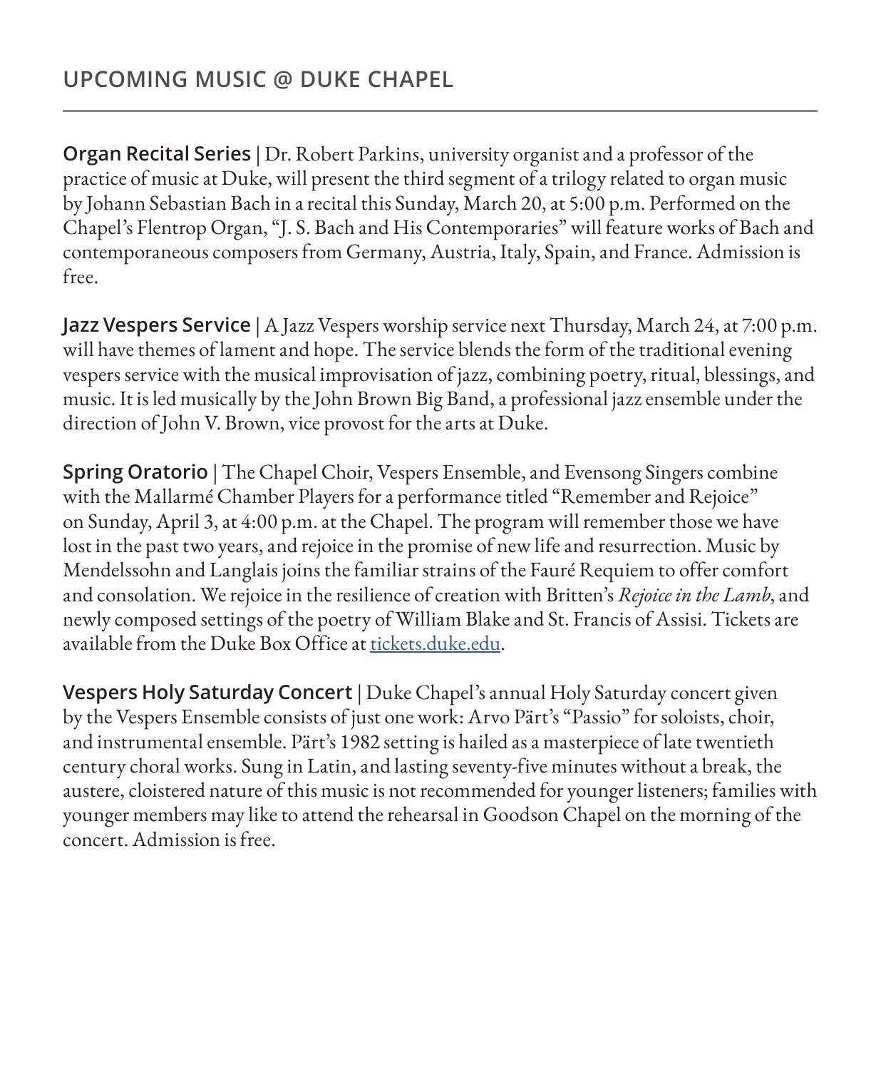## UPCOMING MUSIC @ DUKE CHAPEL

**Organ Recital Series** | Dr. Robert Parkins, university organist and a professor of the practice of music at Duke, will present the third segment of a trilogy related to organ music by Johann Sebastian Bach in a recital this Sunday, March 20, at 5:00 p.m. Performed on the Chapel's Flentrop Organ, "J. S. Bach and His Contemporaries" will feature works of Bach and contemporaneous composers from Germany, Austria, Italy, Spain, and France. Admission is free.

**Jazz Vespers Service** | A Jazz Vespers worship service next Thursday, March 24, at 7:00 p.m. will have themes of lament and hope. The service blends the form of the traditional evening vespers service with the musical improvisation of jazz, combining poetry, ritual, blessings, and music. It is led musically by the John Brown Big Band, a professional jazz ensemble under the direction of John V. Brown, vice provost for the arts at Duke.

**Spring Oratorio** | The Chapel Choir, Vespers Ensemble, and Evensong Singers combine with the Mallarmé Chamber Players for a performance titled "Remember and Rejoice" on Sunday, April 3, at 4:00 p.m. at the Chapel. The program will remember those we have lost in the past two years, and rejoice in the promise of new life and resurrection. Music by Mendelssohn and Langlais joins the familiar strains of the Fauré Requiem to offer comfort and consolation. We rejoice in the resilience of creation with Britten's *Rejoice in the Lamb*, and newly composed settings of the poetry of William Blake and St. Francis of Assisi. Tickets are available from the Duke Box Office at tickets.duke.edu.

**Vespers Holy Saturday Concert** | Duke Chapel's annual Holy Saturday concert given by the Vespers Ensemble consists of just one work: Arvo Pärt's "Passio" for soloists, choir, and instrumental ensemble. Pärt's 1982 setting is hailed as a masterpiece of late twentieth century choral works. Sung in Latin, and lasting seventy-five minutes without a break, the austere, cloistered nature of this music is not recommended for younger listeners; families with younger members may like to attend the rehearsal in Goodson Chapel on the morning of the concert. Admission is free.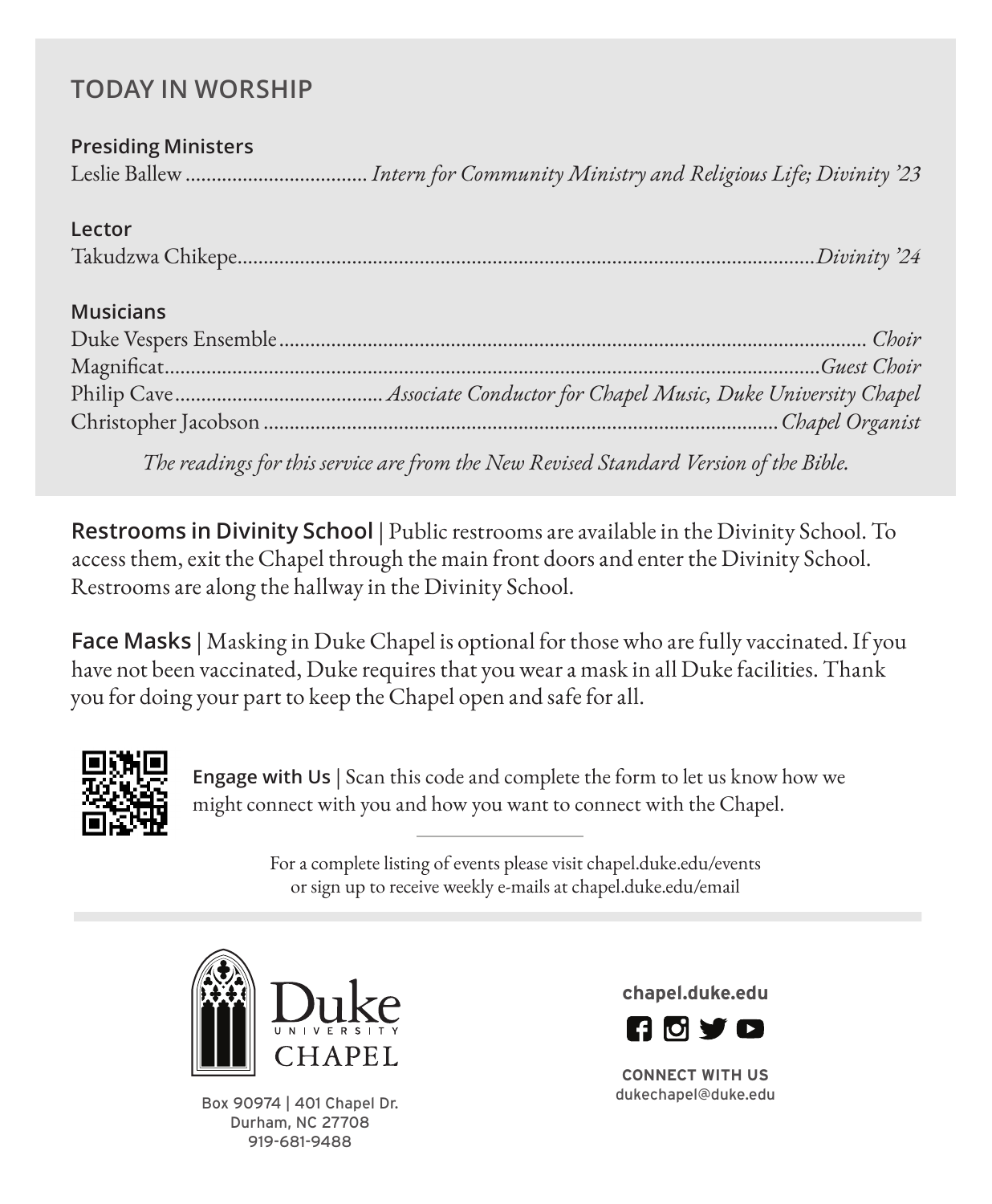## TODAY IN WORSHIP

**Presiding Ministers**

Leslie Ballew .................................. *Intern for Community Ministry and Religious Life; Divinity '23*

**Lector**

Takudzwa Chikepe.......................................................................................................*Divinity '24*

**Musicians**

Duke Vespers Ensemble................................................................................................ *Choir*
Magnificat.......................................................................................................*Guest Choir*
Philip Cave....................................... *Associate Conductor for Chapel Music, Duke University Chapel*
Christopher Jacobson ...................................................................................*Chapel Organist*

*The readings for this service are from the New Revised Standard Version of the Bible.*

**Restrooms in Divinity School** | Public restrooms are available in the Divinity School. To access them, exit the Chapel through the main front doors and enter the Divinity School. Restrooms are along the hallway in the Divinity School.

**Face Masks** | Masking in Duke Chapel is optional for those who are fully vaccinated. If you have not been vaccinated, Duke requires that you wear a mask in all Duke facilities. Thank you for doing your part to keep the Chapel open and safe for all.

**Engage with Us** | Scan this code and complete the form to let us know how we might connect with you and how you want to connect with the Chapel.

For a complete listing of events please visit chapel.duke.edu/events
or sign up to receive weekly e-mails at chapel.duke.edu/email

Duke University Chapel

Box 90974 | 401 Chapel Dr.
Durham, NC 27708
919-681-9488

**chapel.duke.edu**

**CONNECT WITH US**
dukechapel@duke.edu